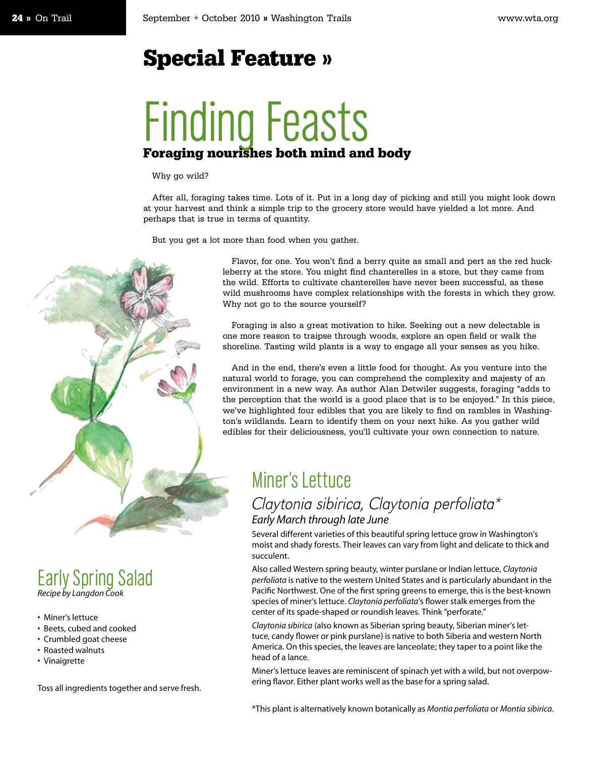## Special Feature »

# Finding Feasts

**Foraging nourishes both mind and body**

Why go wild?

After all, foraging takes time. Lots of it. Put in a long day of picking and still you might look down at your harvest and think a simple trip to the grocery store would have yielded a lot more. And perhaps that is true in terms of quantity.

But you get a lot more than food when you gather.

Flavor, for one. You won't find a berry quite as small and pert as the red huckleberry at the store. You might find chanterelles in a store, but they came from the wild. Efforts to cultivate chanterelles have never been successful, as these wild mushrooms have complex relationships with the forests in which they grow. Why not go to the source yourself?

Foraging is also a great motivation to hike. Seeking out a new delectable is one more reason to traipse through woods, explore an open field or walk the shoreline. Tasting wild plants is a way to engage all your senses as you hike.

And in the end, there's even a little food for thought. As you venture into the natural world to forage, you can comprehend the complexity and majesty of an environment in a new way. As author Alan Detwiler suggests, foraging "adds to the perception that the world is a good place that is to be enjoyed." In this piece, we've highlighted four edibles that you are likely to find on rambles in Washington's wildlands. Learn to identify them on your next hike. As you gather wild edibles for their deliciousness, you'll cultivate your own connection to nature.

## Miner's Lettuce

### *Claytonia sibirica, Claytonia perfoliata**

*Early March through late June*

Several different varieties of this beautiful spring lettuce grow in Washington's moist and shady forests. Their leaves can vary from light and delicate to thick and succulent.

Also called Western spring beauty, winter purslane or Indian lettuce, *Claytonia perfoliata* is native to the western United States and is particularly abundant in the Pacific Northwest. One of the first spring greens to emerge, this is the best-known species of miner's lettuce. *Claytonia perfoliata*'s flower stalk emerges from the center of its spade-shaped or roundish leaves. Think "perforate."

*Claytonia sibirica* (also known as Siberian spring beauty, Siberian miner's lettuce, candy flower or pink purslane) is native to both Siberia and western North America. On this species, the leaves are lanceolate; they taper to a point like the head of a lance.

Miner's lettuce leaves are reminiscent of spinach yet with a wild, but not overpowering flavor. Either plant works well as the base for a spring salad.

*This plant is alternatively known botanically as *Montia perfoliata* or *Montia sibirica*.

## Early Spring Salad

*Recipe by Langdon Cook*

- Miner's lettuce
- Beets, cubed and cooked
- Crumbled goat cheese
- Roasted walnuts
- Vinaigrette

Toss all ingredients together and serve fresh.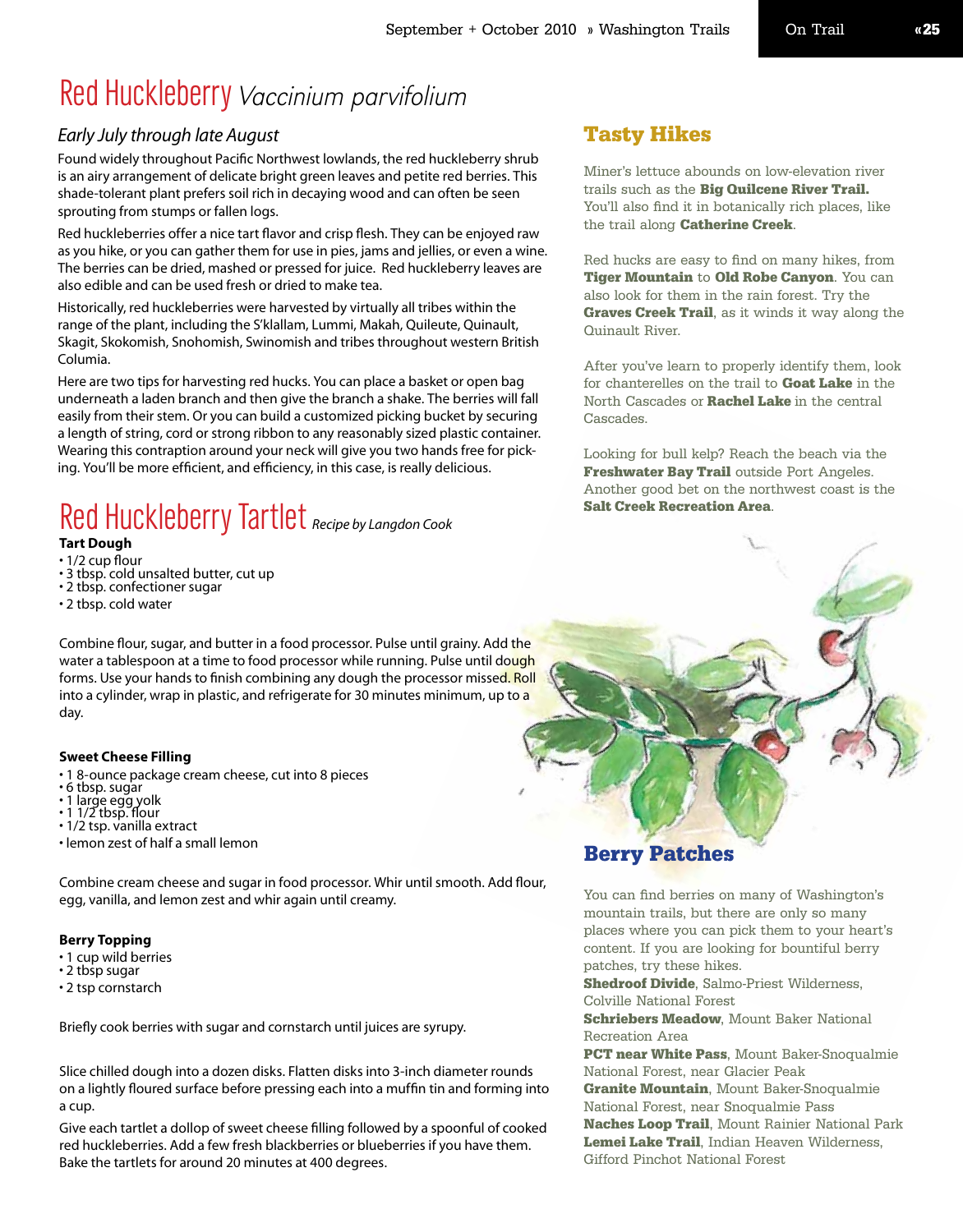# Red Huckleberry *Vaccinium parvifolium*

*Early July through late August*

Found widely throughout Pacific Northwest lowlands, the red huckleberry shrub is an airy arrangement of delicate bright green leaves and petite red berries. This shade-tolerant plant prefers soil rich in decaying wood and can often be seen sprouting from stumps or fallen logs.

Red huckleberries offer a nice tart flavor and crisp flesh. They can be enjoyed raw as you hike, or you can gather them for use in pies, jams and jellies, or even a wine. The berries can be dried, mashed or pressed for juice. Red huckleberry leaves are also edible and can be used fresh or dried to make tea.

Historically, red huckleberries were harvested by virtually all tribes within the range of the plant, including the S'klallam, Lummi, Makah, Quileute, Quinault, Skagit, Skokomish, Snohomish, Swinomish and tribes throughout western British Columia.

Here are two tips for harvesting red hucks. You can place a basket or open bag underneath a laden branch and then give the branch a shake. The berries will fall easily from their stem. Or you can build a customized picking bucket by securing a length of string, cord or strong ribbon to any reasonably sized plastic container. Wearing this contraption around your neck will give you two hands free for picking. You'll be more efficient, and efficiency, in this case, is really delicious.

# Red Huckleberry Tartlet *Recipe by Langdon Cook*

**Tart Dough**

- 1/2 cup flour
- 3 tbsp. cold unsalted butter, cut up
- 2 tbsp. confectioner sugar
- 2 tbsp. cold water

Combine flour, sugar, and butter in a food processor. Pulse until grainy. Add the water a tablespoon at a time to food processor while running. Pulse until dough forms. Use your hands to finish combining any dough the processor missed. Roll into a cylinder, wrap in plastic, and refrigerate for 30 minutes minimum, up to a day.

**Sweet Cheese Filling**

- 1 8-ounce package cream cheese, cut into 8 pieces
- 6 tbsp. sugar
- 1 large egg yolk
- 1 1/2 tbsp. flour
- 1/2 tsp. vanilla extract
- lemon zest of half a small lemon

Combine cream cheese and sugar in food processor. Whir until smooth. Add flour, egg, vanilla, and lemon zest and whir again until creamy.

**Berry Topping**

- 1 cup wild berries
- 2 tbsp sugar
- 2 tsp cornstarch

Briefly cook berries with sugar and cornstarch until juices are syrupy.

Slice chilled dough into a dozen disks. Flatten disks into 3-inch diameter rounds on a lightly floured surface before pressing each into a muffin tin and forming into a cup.

Give each tartlet a dollop of sweet cheese filling followed by a spoonful of cooked red huckleberries. Add a few fresh blackberries or blueberries if you have them. Bake the tartlets for around 20 minutes at 400 degrees.

## Tasty Hikes

Miner's lettuce abounds on low-elevation river trails such as the **Big Quilcene River Trail.** You'll also find it in botanically rich places, like the trail along **Catherine Creek**.

Red hucks are easy to find on many hikes, from **Tiger Mountain** to **Old Robe Canyon**. You can also look for them in the rain forest. Try the **Graves Creek Trail**, as it winds it way along the Quinault River.

After you've learn to properly identify them, look for chanterelles on the trail to **Goat Lake** in the North Cascades or **Rachel Lake** in the central Cascades.

Looking for bull kelp? Reach the beach via the **Freshwater Bay Trail** outside Port Angeles. Another good bet on the northwest coast is the **Salt Creek Recreation Area**.

## Berry Patches

You can find berries on many of Washington's mountain trails, but there are only so many places where you can pick them to your heart's content. If you are looking for bountiful berry patches, try these hikes.

**Shedroof Divide**, Salmo-Priest Wilderness, Colville National Forest
**Schriebers Meadow**, Mount Baker National Recreation Area
**PCT near White Pass**, Mount Baker-Snoqualmie National Forest, near Glacier Peak
**Granite Mountain**, Mount Baker-Snoqualmie National Forest, near Snoqualmie Pass
**Naches Loop Trail**, Mount Rainier National Park
**Lemei Lake Trail**, Indian Heaven Wilderness, Gifford Pinchot National Forest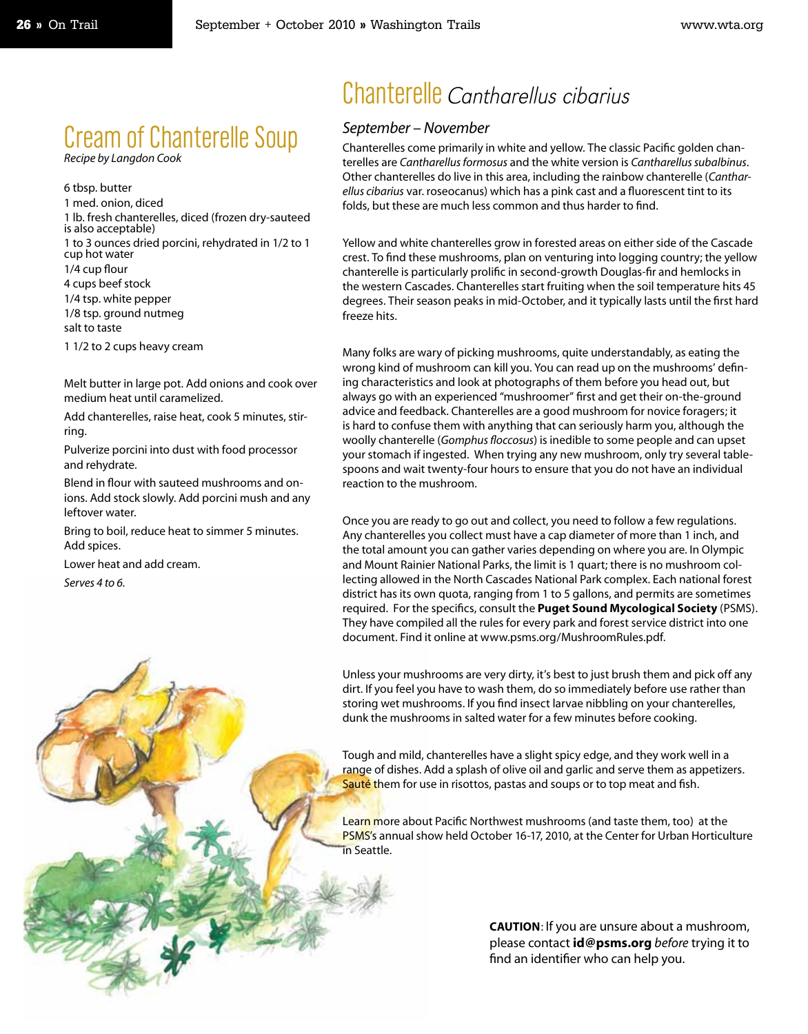# Cream of Chanterelle Soup

*Recipe by Langdon Cook*

- 6 tbsp. butter
- 1 med. onion, diced
- 1 lb. fresh chanterelles, diced (frozen dry-sauteed is also acceptable)
- 1 to 3 ounces dried porcini, rehydrated in 1/2 to 1 cup hot water
- 1/4 cup flour
- 4 cups beef stock
- 1/4 tsp. white pepper
- 1/8 tsp. ground nutmeg
- salt to taste
- 1 1/2 to 2 cups heavy cream

Melt butter in large pot. Add onions and cook over medium heat until caramelized.

Add chanterelles, raise heat, cook 5 minutes, stirring.

Pulverize porcini into dust with food processor and rehydrate.

Blend in flour with sauteed mushrooms and onions. Add stock slowly. Add porcini mush and any leftover water.

Bring to boil, reduce heat to simmer 5 minutes. Add spices.

Lower heat and add cream.

*Serves 4 to 6.*

# Chanterelle *Cantharellus cibarius*

*September – November*

Chanterelles come primarily in white and yellow. The classic Pacific golden chanterelles are *Cantharellus formosus* and the white version is *Cantharellus subalbinus*. Other chanterelles do live in this area, including the rainbow chanterelle (*Cantharellus cibarius* var. roseocanus) which has a pink cast and a fluorescent tint to its folds, but these are much less common and thus harder to find.

Yellow and white chanterelles grow in forested areas on either side of the Cascade crest. To find these mushrooms, plan on venturing into logging country; the yellow chanterelle is particularly prolific in second-growth Douglas-fir and hemlocks in the western Cascades. Chanterelles start fruiting when the soil temperature hits 45 degrees. Their season peaks in mid-October, and it typically lasts until the first hard freeze hits.

Many folks are wary of picking mushrooms, quite understandably, as eating the wrong kind of mushroom can kill you. You can read up on the mushrooms' defining characteristics and look at photographs of them before you head out, but always go with an experienced "mushroomer" first and get their on-the-ground advice and feedback. Chanterelles are a good mushroom for novice foragers; it is hard to confuse them with anything that can seriously harm you, although the woolly chanterelle (*Gomphus floccosus*) is inedible to some people and can upset your stomach if ingested. When trying any new mushroom, only try several tablespoons and wait twenty-four hours to ensure that you do not have an individual reaction to the mushroom.

Once you are ready to go out and collect, you need to follow a few regulations. Any chanterelles you collect must have a cap diameter of more than 1 inch, and the total amount you can gather varies depending on where you are. In Olympic and Mount Rainier National Parks, the limit is 1 quart; there is no mushroom collecting allowed in the North Cascades National Park complex. Each national forest district has its own quota, ranging from 1 to 5 gallons, and permits are sometimes required. For the specifics, consult the **Puget Sound Mycological Society** (PSMS). They have compiled all the rules for every park and forest service district into one document. Find it online at www.psms.org/MushroomRules.pdf.

Unless your mushrooms are very dirty, it's best to just brush them and pick off any dirt. If you feel you have to wash them, do so immediately before use rather than storing wet mushrooms. If you find insect larvae nibbling on your chanterelles, dunk the mushrooms in salted water for a few minutes before cooking.

Tough and mild, chanterelles have a slight spicy edge, and they work well in a range of dishes. Add a splash of olive oil and garlic and serve them as appetizers. Sauté them for use in risottos, pastas and soups or to top meat and fish.

Learn more about Pacific Northwest mushrooms (and taste them, too) at the PSMS's annual show held October 16-17, 2010, at the Center for Urban Horticulture in Seattle.

**CAUTION**: If you are unsure about a mushroom, please contact **id@psms.org** *before* trying it to find an identifier who can help you.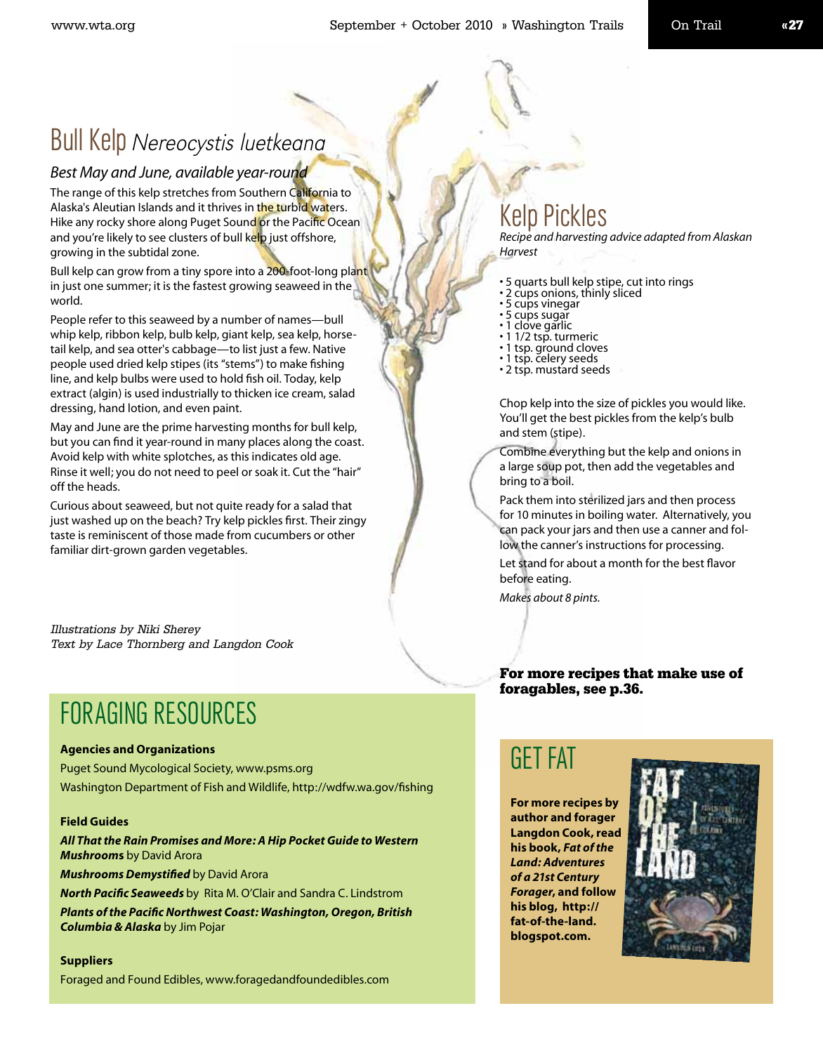## Bull Kelp *Nereocystis luetkeana*

*Best May and June, available year-round*

The range of this kelp stretches from Southern California to Alaska's Aleutian Islands and it thrives in the turbid waters. Hike any rocky shore along Puget Sound or the Pacific Ocean and you're likely to see clusters of bull kelp just offshore, growing in the subtidal zone.

Bull kelp can grow from a tiny spore into a 200-foot-long plant in just one summer; it is the fastest growing seaweed in the world.

People refer to this seaweed by a number of names—bull whip kelp, ribbon kelp, bulb kelp, giant kelp, sea kelp, horse-tail kelp, and sea otter's cabbage—to list just a few. Native people used dried kelp stipes (its "stems") to make fishing line, and kelp bulbs were used to hold fish oil. Today, kelp extract (algin) is used industrially to thicken ice cream, salad dressing, hand lotion, and even paint.

May and June are the prime harvesting months for bull kelp, but you can find it year-round in many places along the coast. Avoid kelp with white splotches, as this indicates old age. Rinse it well; you do not need to peel or soak it. Cut the "hair" off the heads.

Curious about seaweed, but not quite ready for a salad that just washed up on the beach? Try kelp pickles first. Their zingy taste is reminiscent of those made from cucumbers or other familiar dirt-grown garden vegetables.

*Illustrations by Niki Sherey*
*Text by Lace Thornberg and Langdon Cook*

## Kelp Pickles

*Recipe and harvesting advice adapted from Alaskan Harvest*

- 5 quarts bull kelp stipe, cut into rings
- 2 cups onions, thinly sliced
- 5 cups vinegar
- 5 cups sugar
- 1 clove garlic
- 1 1/2 tsp. turmeric
- 1 tsp. ground cloves
- 1 tsp. celery seeds
- 2 tsp. mustard seeds

Chop kelp into the size of pickles you would like. You'll get the best pickles from the kelp's bulb and stem (stipe).

Combine everything but the kelp and onions in a large soup pot, then add the vegetables and bring to a boil.

Pack them into sterilized jars and then process for 10 minutes in boiling water. Alternatively, you can pack your jars and then use a canner and follow the canner's instructions for processing.

Let stand for about a month for the best flavor before eating.

*Makes about 8 pints.*

**For more recipes that make use of foragables, see p.36.**

## FORAGING RESOURCES

**Agencies and Organizations**

Puget Sound Mycological Society, www.psms.org

Washington Department of Fish and Wildlife, http://wdfw.wa.gov/fishing

**Field Guides**

***All That the Rain Promises and More: A Hip Pocket Guide to Western Mushrooms*** by David Arora

***Mushrooms Demystified*** by David Arora

***North Pacific Seaweeds*** by Rita M. O'Clair and Sandra C. Lindstrom

***Plants of the Pacific Northwest Coast: Washington, Oregon, British Columbia & Alaska*** by Jim Pojar

**Suppliers**

Foraged and Found Edibles, www.foragedandfoundedibles.com

## GET FAT

**For more recipes by author and forager Langdon Cook, read his book, *Fat of the Land: Adventures of a 21st Century Forager*, and follow his blog, http://fat-of-the-land.blogspot.com.**